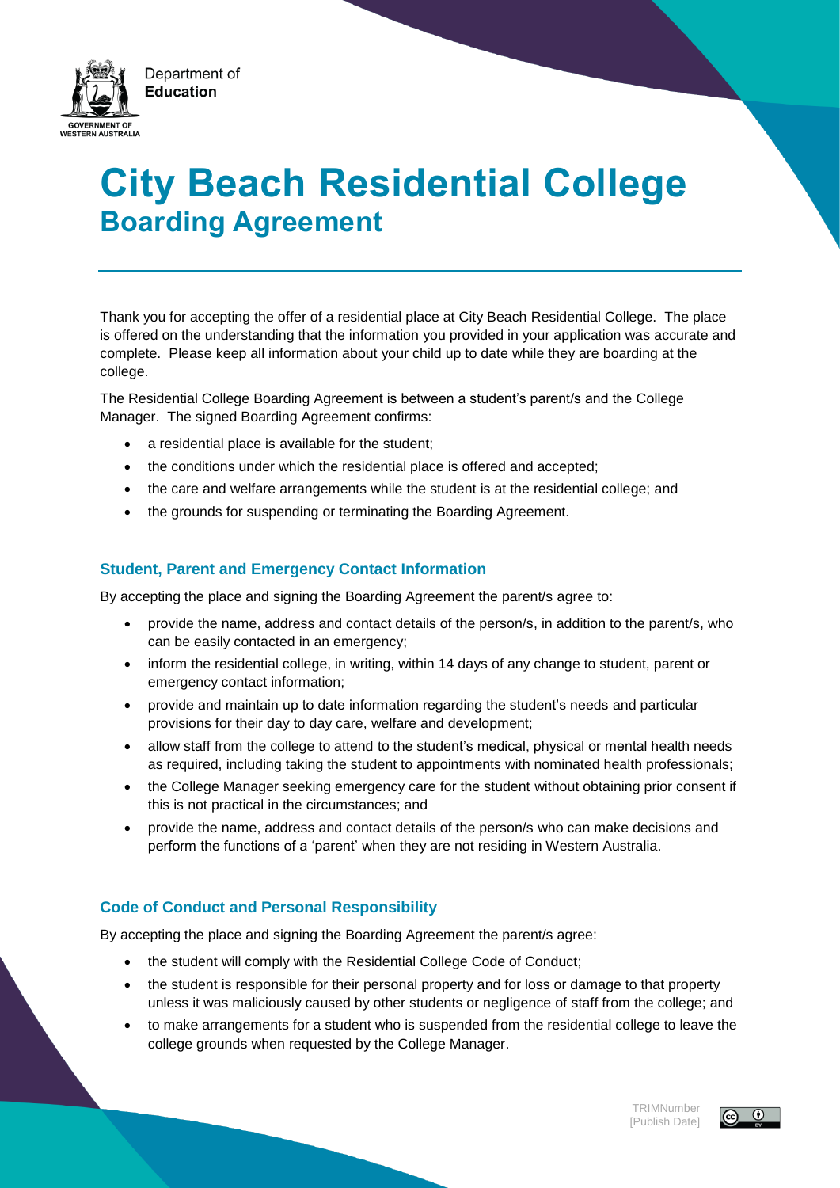Department of **Education**

GOVERNMENT OF WESTERN AUSTRALIA

# City Beach Residential College
## Boarding Agreement

Thank you for accepting the offer of a residential place at City Beach Residential College. The place is offered on the understanding that the information you provided in your application was accurate and complete. Please keep all information about your child up to date while they are boarding at the college.

The Residential College Boarding Agreement is between a student's parent/s and the College Manager. The signed Boarding Agreement confirms:

- a residential place is available for the student;
- the conditions under which the residential place is offered and accepted;
- the care and welfare arrangements while the student is at the residential college; and
- the grounds for suspending or terminating the Boarding Agreement.

### Student, Parent and Emergency Contact Information

By accepting the place and signing the Boarding Agreement the parent/s agree to:

- provide the name, address and contact details of the person/s, in addition to the parent/s, who can be easily contacted in an emergency;
- inform the residential college, in writing, within 14 days of any change to student, parent or emergency contact information;
- provide and maintain up to date information regarding the student's needs and particular provisions for their day to day care, welfare and development;
- allow staff from the college to attend to the student's medical, physical or mental health needs as required, including taking the student to appointments with nominated health professionals;
- the College Manager seeking emergency care for the student without obtaining prior consent if this is not practical in the circumstances; and
- provide the name, address and contact details of the person/s who can make decisions and perform the functions of a 'parent' when they are not residing in Western Australia.

### Code of Conduct and Personal Responsibility

By accepting the place and signing the Boarding Agreement the parent/s agree:

- the student will comply with the Residential College Code of Conduct;
- the student is responsible for their personal property and for loss or damage to that property unless it was maliciously caused by other students or negligence of staff from the college; and
- to make arrangements for a student who is suspended from the residential college to leave the college grounds when requested by the College Manager.

TRIMNumber
[Publish Date]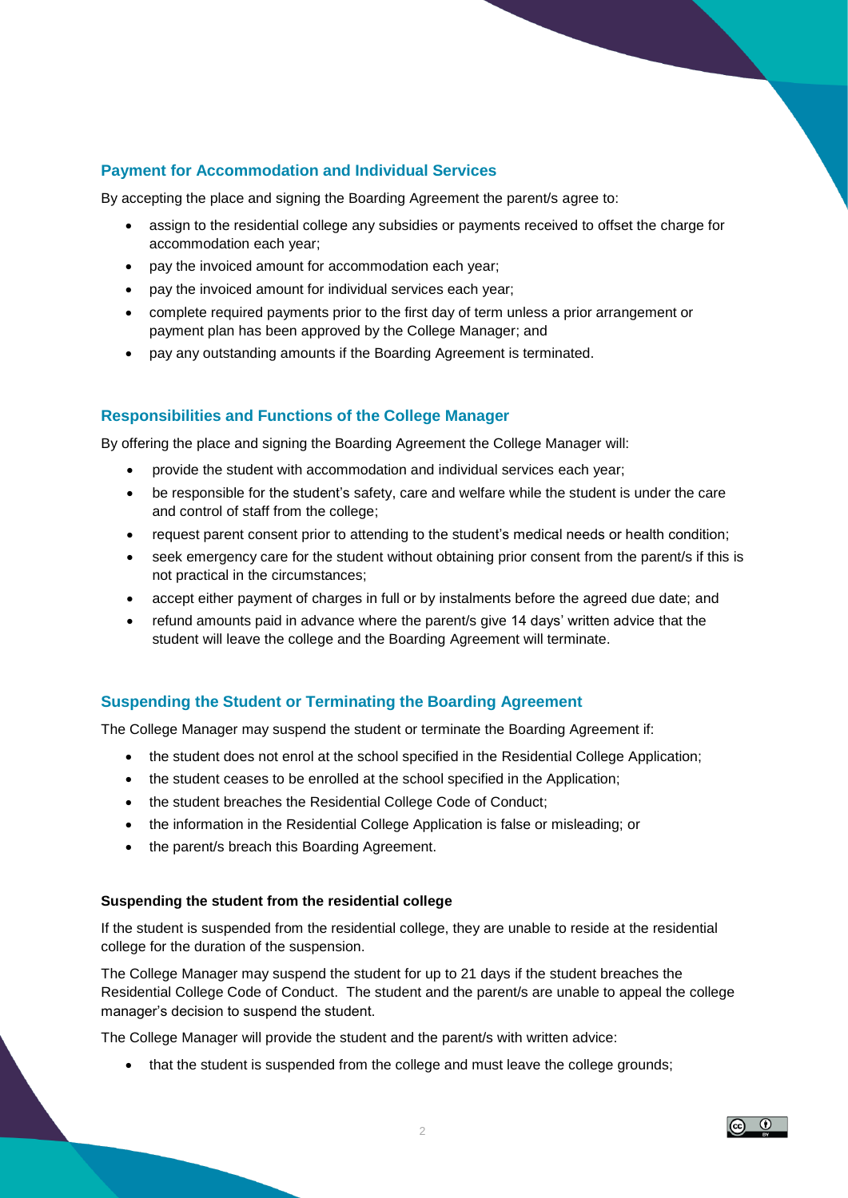## Payment for Accommodation and Individual Services

By accepting the place and signing the Boarding Agreement the parent/s agree to:

- assign to the residential college any subsidies or payments received to offset the charge for accommodation each year;
- pay the invoiced amount for accommodation each year;
- pay the invoiced amount for individual services each year;
- complete required payments prior to the first day of term unless a prior arrangement or payment plan has been approved by the College Manager; and
- pay any outstanding amounts if the Boarding Agreement is terminated.

## Responsibilities and Functions of the College Manager

By offering the place and signing the Boarding Agreement the College Manager will:

- provide the student with accommodation and individual services each year;
- be responsible for the student's safety, care and welfare while the student is under the care and control of staff from the college;
- request parent consent prior to attending to the student's medical needs or health condition;
- seek emergency care for the student without obtaining prior consent from the parent/s if this is not practical in the circumstances;
- accept either payment of charges in full or by instalments before the agreed due date; and
- refund amounts paid in advance where the parent/s give 14 days' written advice that the student will leave the college and the Boarding Agreement will terminate.

## Suspending the Student or Terminating the Boarding Agreement

The College Manager may suspend the student or terminate the Boarding Agreement if:

- the student does not enrol at the school specified in the Residential College Application;
- the student ceases to be enrolled at the school specified in the Application;
- the student breaches the Residential College Code of Conduct;
- the information in the Residential College Application is false or misleading; or
- the parent/s breach this Boarding Agreement.

### Suspending the student from the residential college

If the student is suspended from the residential college, they are unable to reside at the residential college for the duration of the suspension.

The College Manager may suspend the student for up to 21 days if the student breaches the Residential College Code of Conduct. The student and the parent/s are unable to appeal the college manager's decision to suspend the student.

The College Manager will provide the student and the parent/s with written advice:

- that the student is suspended from the college and must leave the college grounds;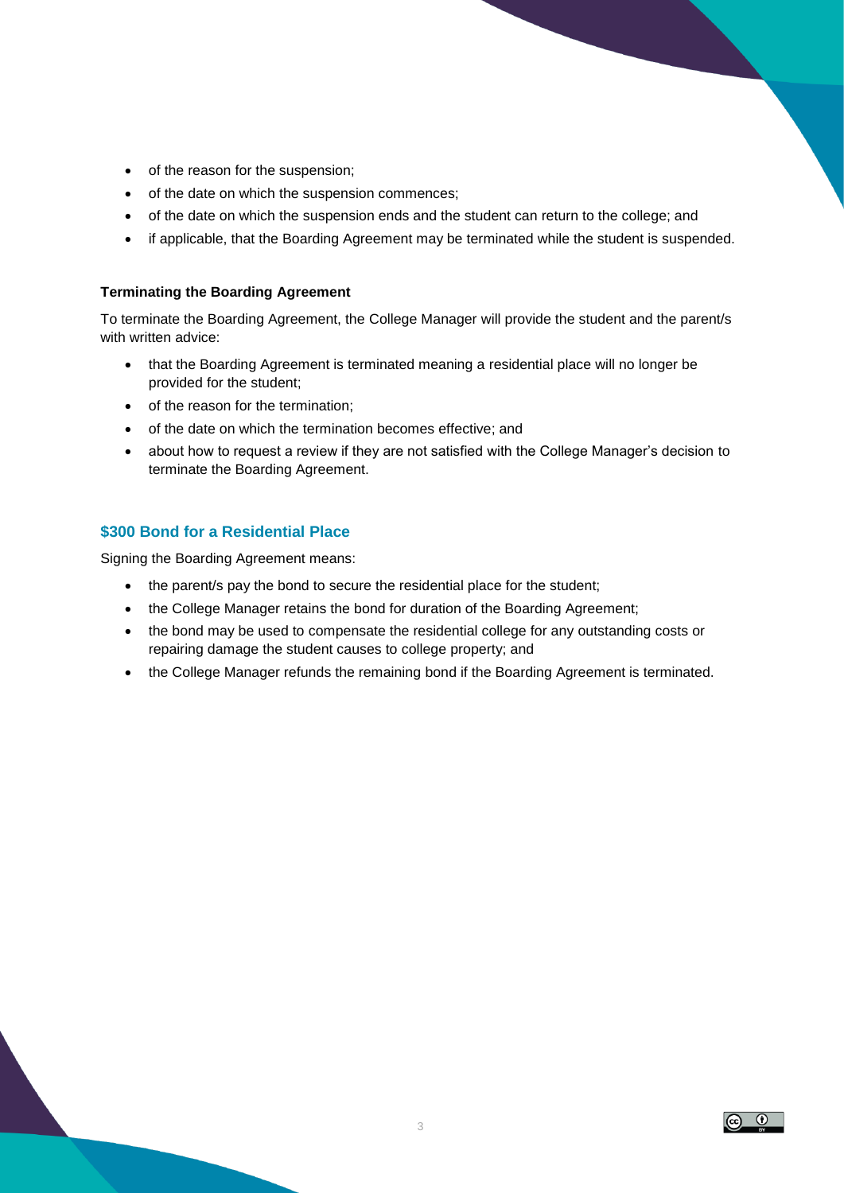- of the reason for the suspension;
- of the date on which the suspension commences;
- of the date on which the suspension ends and the student can return to the college; and
- if applicable, that the Boarding Agreement may be terminated while the student is suspended.

**Terminating the Boarding Agreement**

To terminate the Boarding Agreement, the College Manager will provide the student and the parent/s with written advice:

- that the Boarding Agreement is terminated meaning a residential place will no longer be provided for the student;
- of the reason for the termination;
- of the date on which the termination becomes effective; and
- about how to request a review if they are not satisfied with the College Manager's decision to terminate the Boarding Agreement.

## $300 Bond for a Residential Place

Signing the Boarding Agreement means:

- the parent/s pay the bond to secure the residential place for the student;
- the College Manager retains the bond for duration of the Boarding Agreement;
- the bond may be used to compensate the residential college for any outstanding costs or repairing damage the student causes to college property; and
- the College Manager refunds the remaining bond if the Boarding Agreement is terminated.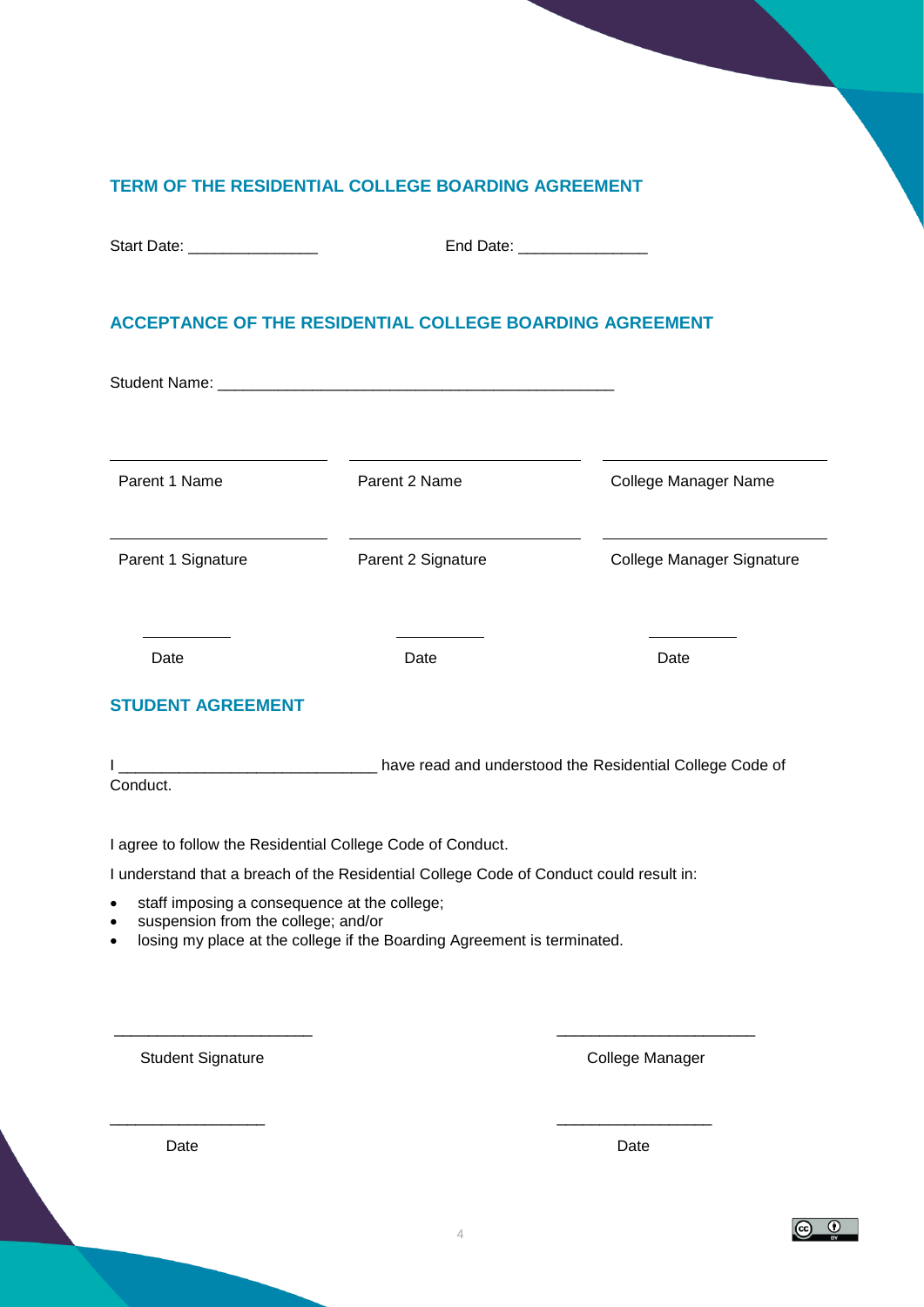## TERM OF THE RESIDENTIAL COLLEGE BOARDING AGREEMENT

Start Date: _______________ End Date: _______________

## ACCEPTANCE OF THE RESIDENTIAL COLLEGE BOARDING AGREEMENT

Student Name: ______________________________________________

| | | |
|---|---|---|
| Parent 1 Name | Parent 2 Name | College Manager Name |
| Parent 1 Signature | Parent 2 Signature | College Manager Signature |
| Date | Date | Date |

## STUDENT AGREEMENT

I ______________________________ have read and understood the Residential College Code of Conduct.

I agree to follow the Residential College Code of Conduct.

I understand that a breach of the Residential College Code of Conduct could result in:

- staff imposing a consequence at the college;
- suspension from the college; and/or
- losing my place at the college if the Boarding Agreement is terminated.

| | |
|---|---|
| Student Signature | College Manager |
| Date | Date |